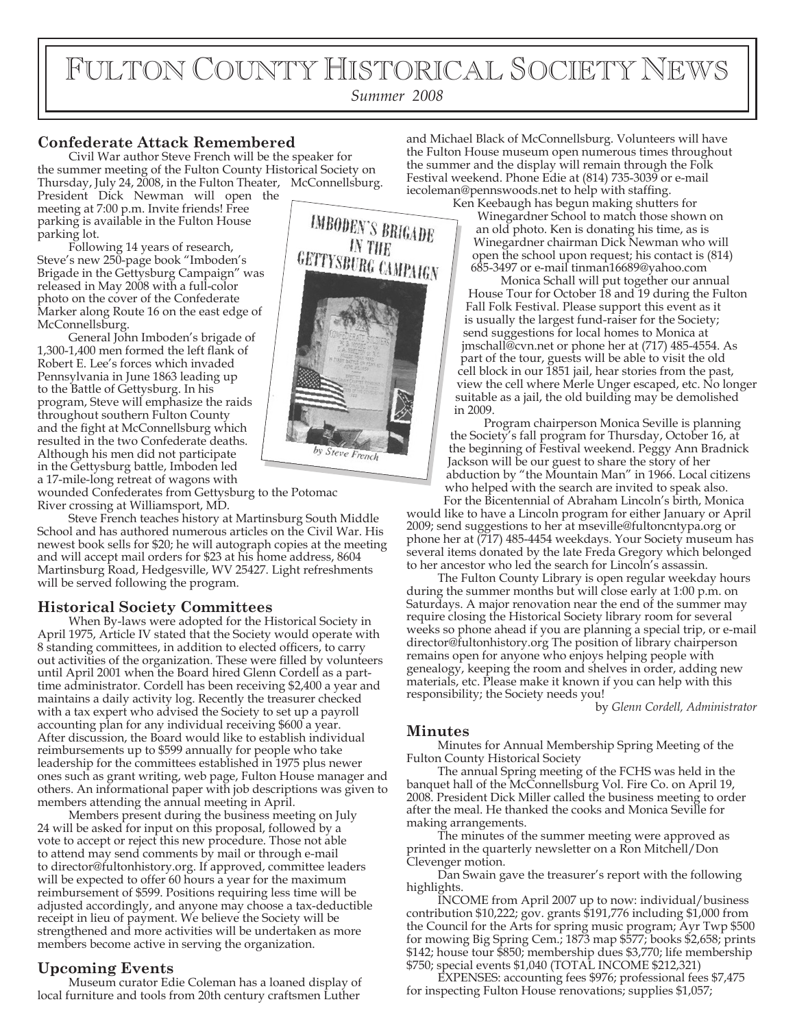# Fulton County Historical Society News

*Summer 2008*

## Confederate Attack Remembered

Civil War author Steve French will be the speaker for the summer meeting of the Fulton County Historical Society on Thursday, July 24, 2008, in the Fulton Theater, McConnellsburg. President Dick Newman will open the meeting at 7:00 p.m. Invite friends! Free parking is available in the Fulton House parking lot.

Following 14 years of research, Steve's new 250-page book "Imboden's Brigade in the Gettysburg Campaign" was released in May 2008 with a full-color photo on the cover of the Confederate Marker along Route 16 on the east edge of McConnellsburg.

General John Imboden's brigade of 1,300-1,400 men formed the left flank of Robert E. Lee's forces which invaded Pennsylvania in June 1863 leading up to the Battle of Gettysburg. In his program, Steve will emphasize the raids throughout southern Fulton County and the fight at McConnellsburg which resulted in the two Confederate deaths. Although his men did not participate in the Gettysburg battle, Imboden led a 17-mile-long retreat of wagons with wounded Confederates from Gettysburg to the Potomac River crossing at Williamsport, MD.

Steve French teaches history at Martinsburg South Middle School and has authored numerous articles on the Civil War. His newest book sells for $20; he will autograph copies at the meeting and will accept mail orders for $23 at his home address, 8604 Martinsburg Road, Hedgesville, WV 25427. Light refreshments will be served following the program.

## Historical Society Committees

When By-laws were adopted for the Historical Society in April 1975, Article IV stated that the Society would operate with 8 standing committees, in addition to elected officers, to carry out activities of the organization. These were filled by volunteers until April 2001 when the Board hired Glenn Cordell as a part-time administrator. Cordell has been receiving $2,400 a year and maintains a daily activity log. Recently the treasurer checked with a tax expert who advised the Society to set up a payroll accounting plan for any individual receiving $600 a year. After discussion, the Board would like to establish individual reimbursements up to $599 annually for people who take leadership for the committees established in 1975 plus newer ones such as grant writing, web page, Fulton House manager and others. An informational paper with job descriptions was given to members attending the annual meeting in April.

Members present during the business meeting on July 24 will be asked for input on this proposal, followed by a vote to accept or reject this new procedure. Those not able to attend may send comments by mail or through e-mail to director@fultonhistory.org. If approved, committee leaders will be expected to offer 60 hours a year for the maximum reimbursement of $599. Positions requiring less time will be adjusted accordingly, and anyone may choose a tax-deductible receipt in lieu of payment. We believe the Society will be strengthened and more activities will be undertaken as more members become active in serving the organization.

## Upcoming Events

Museum curator Edie Coleman has a loaned display of local furniture and tools from 20th century craftsmen Luther and Michael Black of McConnellsburg. Volunteers will have the Fulton House museum open numerous times throughout the summer and the display will remain through the Folk Festival weekend. Phone Edie at (814) 735-3039 or e-mail iecoleman@pennswoods.net to help with staffing.

Ken Keebaugh has begun making shutters for Winegardner School to match those shown on an old photo. Ken is donating his time, as is Winegardner chairman Dick Newman who will open the school upon request; his contact is (814) 685-3497 or e-mail tinman16689@yahoo.com

Monica Schall will put together our annual House Tour for October 18 and 19 during the Fulton Fall Folk Festival. Please support this event as it is usually the largest fund-raiser for the Society; send suggestions for local homes to Monica at jmschall@cvn.net or phone her at (717) 485-4554. As part of the tour, guests will be able to visit the old cell block in our 1851 jail, hear stories from the past, view the cell where Merle Unger escaped, etc. No longer suitable as a jail, the old building may be demolished in 2009.

Program chairperson Monica Seville is planning the Society's fall program for Thursday, October 16, at the beginning of Festival weekend. Peggy Ann Bradnick Jackson will be our guest to share the story of her abduction by "the Mountain Man" in 1966. Local citizens who helped with the search are invited to speak also.

For the Bicentennial of Abraham Lincoln's birth, Monica would like to have a Lincoln program for either January or April 2009; send suggestions to her at mseville@fultoncntypa.org or phone her at (717) 485-4454 weekdays. Your Society museum has several items donated by the late Freda Gregory which belonged to her ancestor who led the search for Lincoln's assassin.

The Fulton County Library is open regular weekday hours during the summer months but will close early at 1:00 p.m. on Saturdays. A major renovation near the end of the summer may require closing the Historical Society library room for several weeks so phone ahead if you are planning a special trip, or e-mail director@fultonhistory.org The position of library chairperson remains open for anyone who enjoys helping people with genealogy, keeping the room and shelves in order, adding new materials, etc. Please make it known if you can help with this responsibility; the Society needs you!

by *Glenn Cordell, Administrator*

## Minutes

Minutes for Annual Membership Spring Meeting of the Fulton County Historical Society

The annual Spring meeting of the FCHS was held in the banquet hall of the McConnellsburg Vol. Fire Co. on April 19, 2008. President Dick Miller called the business meeting to order after the meal. He thanked the cooks and Monica Seville for making arrangements.

The minutes of the summer meeting were approved as printed in the quarterly newsletter on a Ron Mitchell/Don Clevenger motion.

Dan Swain gave the treasurer's report with the following highlights.

INCOME from April 2007 up to now: individual/business contribution $10,222; gov. grants $191,776 including $1,000 from the Council for the Arts for spring music program; Ayr Twp $500 for mowing Big Spring Cem.; 1873 map $577; books $2,658; prints $142; house tour $850; membership dues $3,770; life membership $750; special events $1,040 (TOTAL INCOME $212,321)

EXPENSES: accounting fees $976; professional fees $7,475 for inspecting Fulton House renovations; supplies $1,057;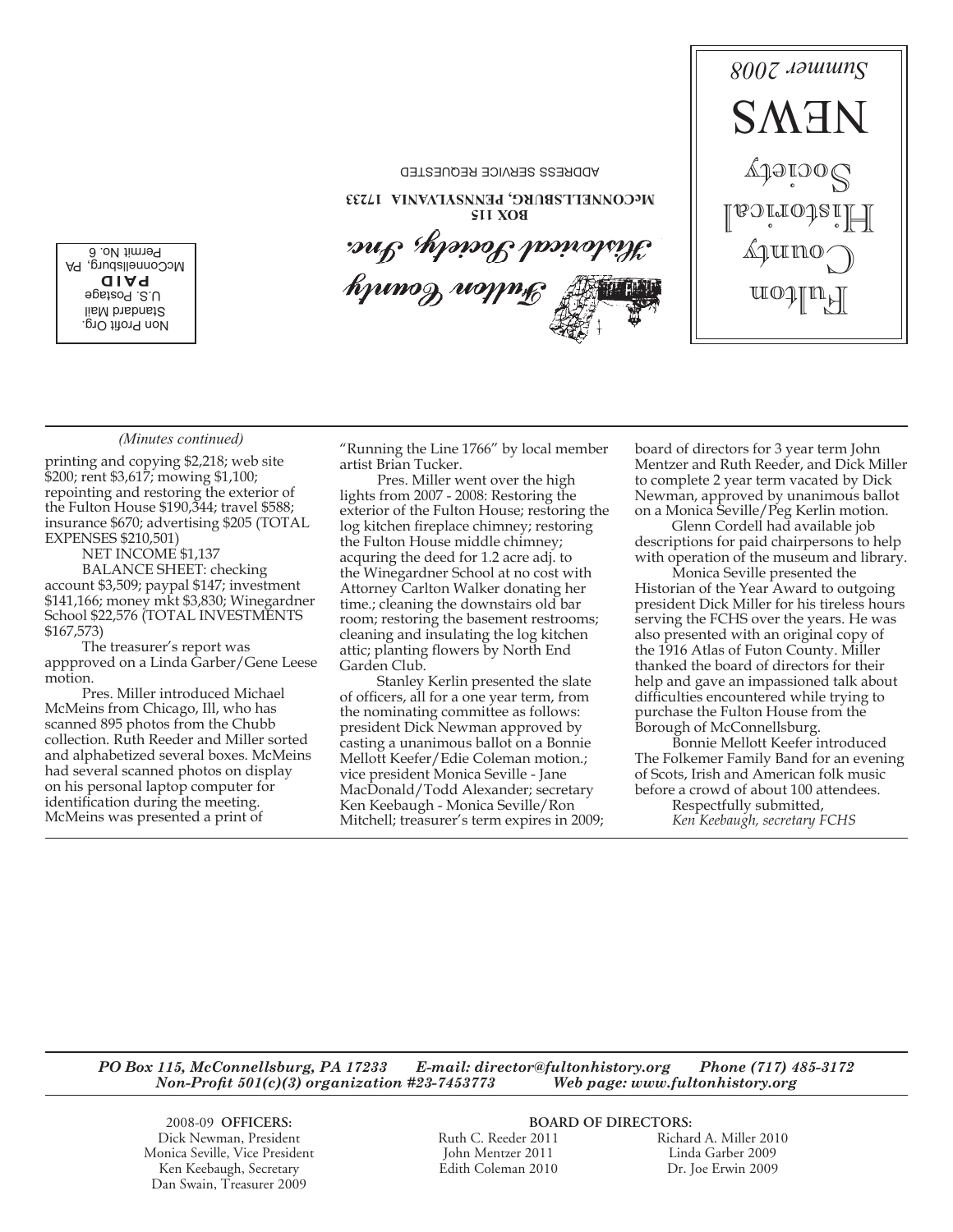Fulton County Historical Society

NEWS

*Summer 2008*

Fulton County Historical Society, Inc.

BOX 115

McCONNELLSBURG, PENNSYLVANIA 17233

ADDRESS SERVICE REQUESTED

Non Profit Org.
Standard Mail
U.S. Postage
**PAID**
McConnellsburg, PA
Permit No. 6

*(Minutes continued)*

printing and copying $2,218; web site $200; rent $3,617; mowing $1,100; repointing and restoring the exterior of the Fulton House $190,344; travel $588; insurance $670; advertising $205 (TOTAL EXPENSES $210,501)

NET INCOME $1,137

BALANCE SHEET: checking account $3,509; paypal $147; investment $141,166; money mkt $3,830; Winegardner School $22,576 (TOTAL INVESTMENTS $167,573)

The treasurer's report was appproved on a Linda Garber/Gene Leese motion.

Pres. Miller introduced Michael McMeins from Chicago, Ill, who has scanned 895 photos from the Chubb collection. Ruth Reeder and Miller sorted and alphabetized several boxes. McMeins had several scanned photos on display on his personal laptop computer for identification during the meeting. McMeins was presented a print of "Running the Line 1766" by local member artist Brian Tucker.

Pres. Miller went over the high lights from 2007 - 2008: Restoring the exterior of the Fulton House; restoring the log kitchen fireplace chimney; restoring the Fulton House middle chimney; acquring the deed for 1.2 acre adj. to the Winegardner School at no cost with Attorney Carlton Walker donating her time.; cleaning the downstairs old bar room; restoring the basement restrooms; cleaning and insulating the log kitchen attic; planting flowers by North End Garden Club.

Stanley Kerlin presented the slate of officers, all for a one year term, from the nominating committee as follows: president Dick Newman approved by casting a unanimous ballot on a Bonnie Mellott Keefer/Edie Coleman motion.; vice president Monica Seville - Jane MacDonald/Todd Alexander; secretary Ken Keebaugh - Monica Seville/Ron Mitchell; treasurer's term expires in 2009; board of directors for 3 year term John Mentzer and Ruth Reeder, and Dick Miller to complete 2 year term vacated by Dick Newman, approved by unanimous ballot on a Monica Seville/Peg Kerlin motion.

Glenn Cordell had available job descriptions for paid chairpersons to help with operation of the museum and library.

Monica Seville presented the Historian of the Year Award to outgoing president Dick Miller for his tireless hours serving the FCHS over the years. He was also presented with an original copy of the 1916 Atlas of Futon County. Miller thanked the board of directors for their help and gave an impassioned talk about difficulties encountered while trying to purchase the Fulton House from the Borough of McConnellsburg.

Bonnie Mellott Keefer introduced The Folkemer Family Band for an evening of Scots, Irish and American folk music before a crowd of about 100 attendees.

Respectfully submitted,
*Ken Keebaugh, secretary FCHS*

***PO Box 115, McConnellsburg, PA 17233 E-mail: director@fultonhistory.org Phone (717) 485-3172***
***Non-Profit 501(c)(3) organization #23-7453773 Web page: www.fultonhistory.org***

2008-09 **OFFICERS:**
Dick Newman, President
Monica Seville, Vice President
Ken Keebaugh, Secretary
Dan Swain, Treasurer 2009

**BOARD OF DIRECTORS:**
Ruth C. Reeder 2011
John Mentzer 2011
Edith Coleman 2010
Richard A. Miller 2010
Linda Garber 2009
Dr. Joe Erwin 2009